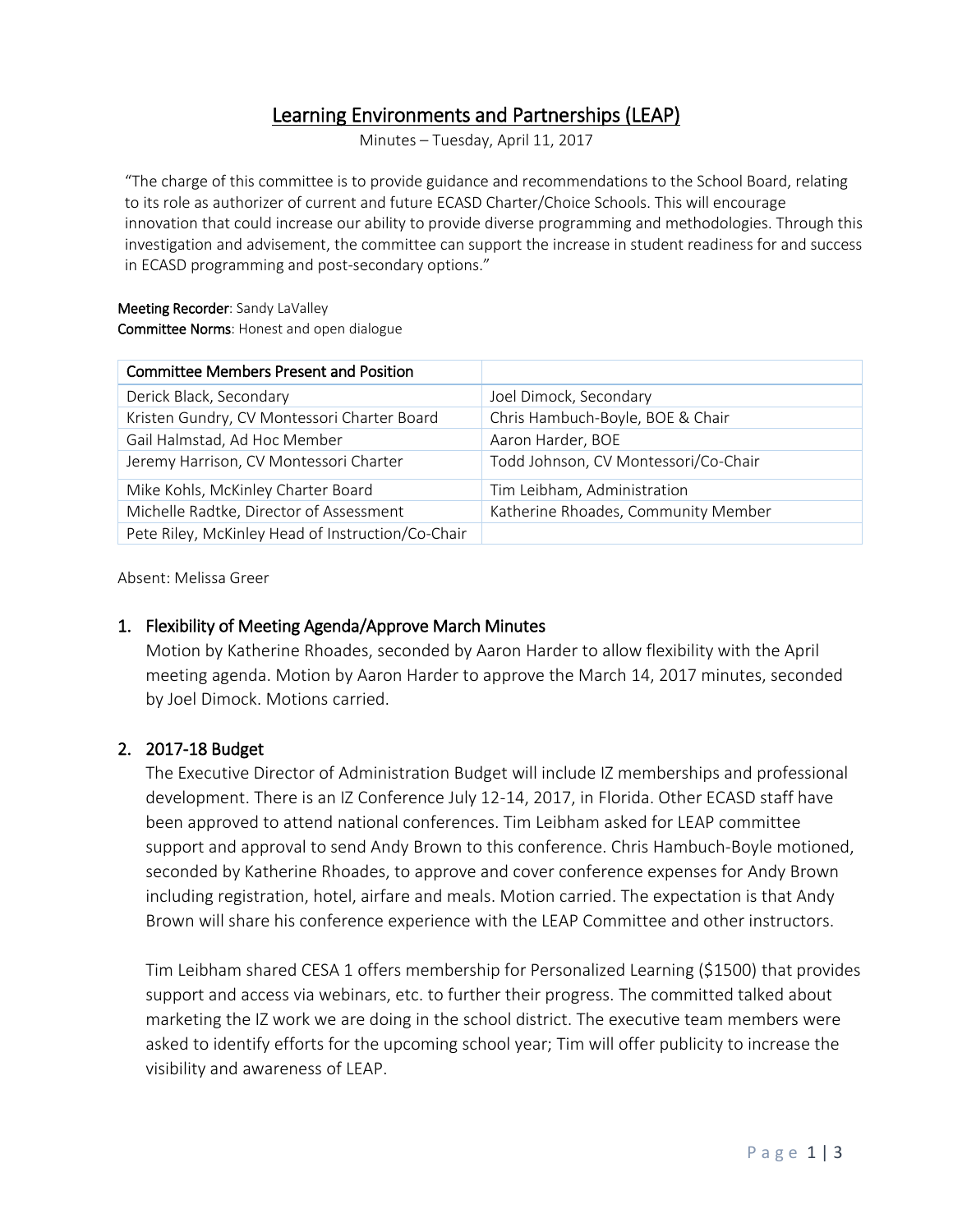# Learning Environments and Partnerships (LEAP)

Minutes – Tuesday, April 11, 2017

"The charge of this committee is to provide guidance and recommendations to the School Board, relating to its role as authorizer of current and future ECASD Charter/Choice Schools. This will encourage innovation that could increase our ability to provide diverse programming and methodologies. Through this investigation and advisement, the committee can support the increase in student readiness for and success in ECASD programming and post-secondary options."

**Meeting Recorder**: Sandy LaValley
**Committee Norms**: Honest and open dialogue

| Committee Members Present and Position | |
|---|---|
| Derick Black, Secondary | Joel Dimock, Secondary |
| Kristen Gundry, CV Montessori Charter Board | Chris Hambuch-Boyle, BOE & Chair |
| Gail Halmstad, Ad Hoc Member | Aaron Harder, BOE |
| Jeremy Harrison, CV Montessori Charter | Todd Johnson, CV Montessori/Co-Chair |
| Mike Kohls, McKinley Charter Board | Tim Leibham, Administration |
| Michelle Radtke, Director of Assessment | Katherine Rhoades, Community Member |
| Pete Riley, McKinley Head of Instruction/Co-Chair | |

Absent: Melissa Greer

## 1. Flexibility of Meeting Agenda/Approve March Minutes

Motion by Katherine Rhoades, seconded by Aaron Harder to allow flexibility with the April meeting agenda. Motion by Aaron Harder to approve the March 14, 2017 minutes, seconded by Joel Dimock. Motions carried.

## 2. 2017-18 Budget

The Executive Director of Administration Budget will include IZ memberships and professional development. There is an IZ Conference July 12-14, 2017, in Florida. Other ECASD staff have been approved to attend national conferences. Tim Leibham asked for LEAP committee support and approval to send Andy Brown to this conference. Chris Hambuch-Boyle motioned, seconded by Katherine Rhoades, to approve and cover conference expenses for Andy Brown including registration, hotel, airfare and meals. Motion carried. The expectation is that Andy Brown will share his conference experience with the LEAP Committee and other instructors.

Tim Leibham shared CESA 1 offers membership for Personalized Learning ($1500) that provides support and access via webinars, etc. to further their progress. The committed talked about marketing the IZ work we are doing in the school district. The executive team members were asked to identify efforts for the upcoming school year; Tim will offer publicity to increase the visibility and awareness of LEAP.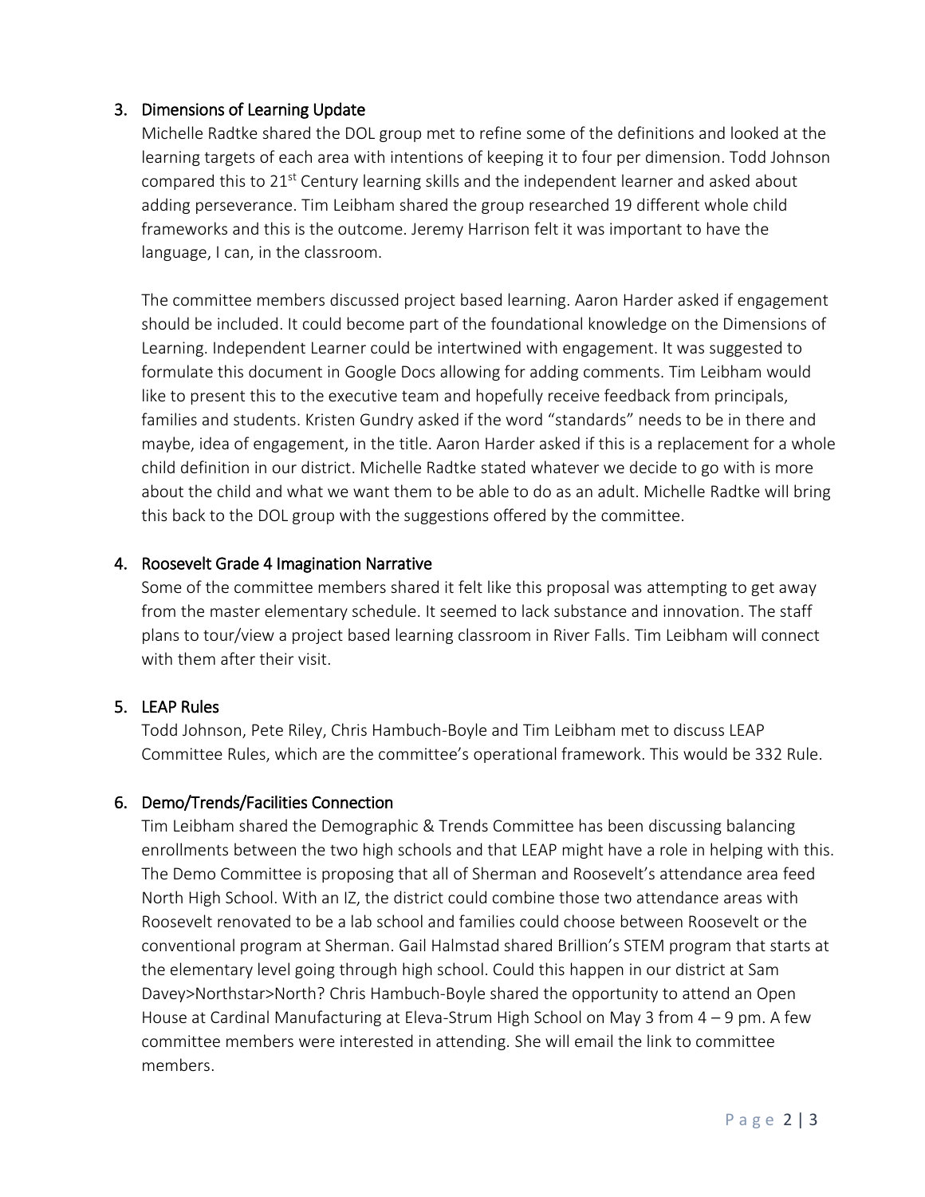3. **Dimensions of Learning Update**

   Michelle Radtke shared the DOL group met to refine some of the definitions and looked at the learning targets of each area with intentions of keeping it to four per dimension. Todd Johnson compared this to 21st Century learning skills and the independent learner and asked about adding perseverance. Tim Leibham shared the group researched 19 different whole child frameworks and this is the outcome. Jeremy Harrison felt it was important to have the language, I can, in the classroom.

   The committee members discussed project based learning. Aaron Harder asked if engagement should be included. It could become part of the foundational knowledge on the Dimensions of Learning. Independent Learner could be intertwined with engagement. It was suggested to formulate this document in Google Docs allowing for adding comments. Tim Leibham would like to present this to the executive team and hopefully receive feedback from principals, families and students. Kristen Gundry asked if the word "standards" needs to be in there and maybe, idea of engagement, in the title. Aaron Harder asked if this is a replacement for a whole child definition in our district. Michelle Radtke stated whatever we decide to go with is more about the child and what we want them to be able to do as an adult. Michelle Radtke will bring this back to the DOL group with the suggestions offered by the committee.

4. **Roosevelt Grade 4 Imagination Narrative**

   Some of the committee members shared it felt like this proposal was attempting to get away from the master elementary schedule. It seemed to lack substance and innovation. The staff plans to tour/view a project based learning classroom in River Falls. Tim Leibham will connect with them after their visit.

5. **LEAP Rules**

   Todd Johnson, Pete Riley, Chris Hambuch-Boyle and Tim Leibham met to discuss LEAP Committee Rules, which are the committee's operational framework. This would be 332 Rule.

6. **Demo/Trends/Facilities Connection**

   Tim Leibham shared the Demographic & Trends Committee has been discussing balancing enrollments between the two high schools and that LEAP might have a role in helping with this. The Demo Committee is proposing that all of Sherman and Roosevelt's attendance area feed North High School. With an IZ, the district could combine those two attendance areas with Roosevelt renovated to be a lab school and families could choose between Roosevelt or the conventional program at Sherman. Gail Halmstad shared Brillion's STEM program that starts at the elementary level going through high school. Could this happen in our district at Sam Davey>Northstar>North? Chris Hambuch-Boyle shared the opportunity to attend an Open House at Cardinal Manufacturing at Eleva-Strum High School on May 3 from 4 – 9 pm. A few committee members were interested in attending. She will email the link to committee members.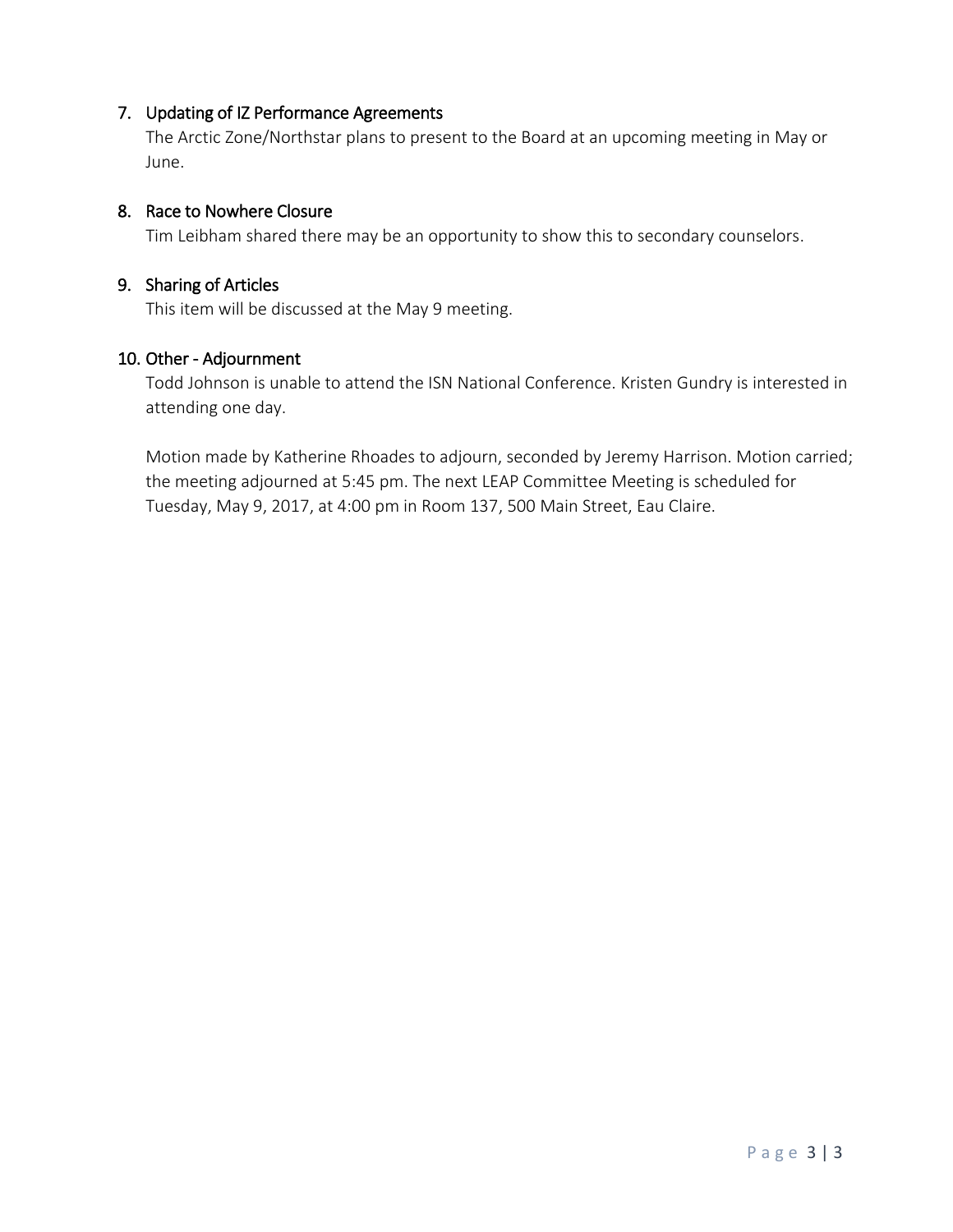7. Updating of IZ Performance Agreements

   The Arctic Zone/Northstar plans to present to the Board at an upcoming meeting in May or June.

8. Race to Nowhere Closure

   Tim Leibham shared there may be an opportunity to show this to secondary counselors.

9. Sharing of Articles

   This item will be discussed at the May 9 meeting.

10. Other - Adjournment

    Todd Johnson is unable to attend the ISN National Conference. Kristen Gundry is interested in attending one day.

    Motion made by Katherine Rhoades to adjourn, seconded by Jeremy Harrison. Motion carried; the meeting adjourned at 5:45 pm. The next LEAP Committee Meeting is scheduled for Tuesday, May 9, 2017, at 4:00 pm in Room 137, 500 Main Street, Eau Claire.